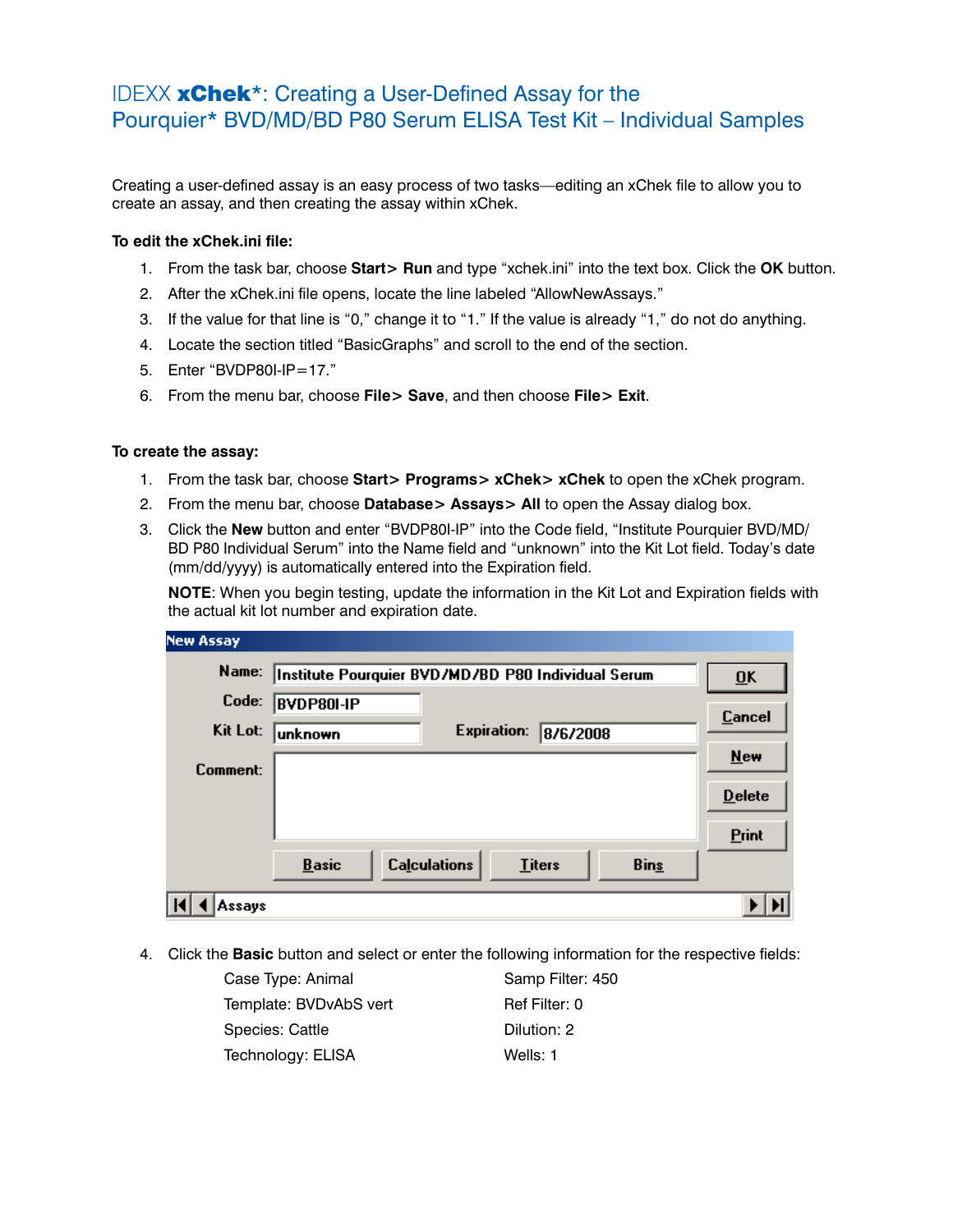# IDEXX **xChek***: Creating a User-Defined Assay for the Pourquier* BVD/MD/BD P80 Serum ELISA Test Kit – Individual Samples

Creating a user-defined assay is an easy process of two tasks—editing an xChek file to allow you to create an assay, and then creating the assay within xChek.

**To edit the xChek.ini file:**

1. From the task bar, choose **Start> Run** and type "xchek.ini" into the text box. Click the **OK** button.
2. After the xChek.ini file opens, locate the line labeled "AllowNewAssays."
3. If the value for that line is "0," change it to "1." If the value is already "1," do not do anything.
4. Locate the section titled "BasicGraphs" and scroll to the end of the section.
5. Enter "BVDP80I-IP=17."
6. From the menu bar, choose **File> Save**, and then choose **File> Exit**.

**To create the assay:**

1. From the task bar, choose **Start> Programs> xChek> xChek** to open the xChek program.
2. From the menu bar, choose **Database> Assays> All** to open the Assay dialog box.
3. Click the **New** button and enter "BVDP80I-IP" into the Code field, "Institute Pourquier BVD/MD/BD P80 Individual Serum" into the Name field and "unknown" into the Kit Lot field. Today's date (mm/dd/yyyy) is automatically entered into the Expiration field.

   **NOTE**: When you begin testing, update the information in the Kit Lot and Expiration fields with the actual kit lot number and expiration date.

   New Assay

   Name: Institute Pourquier BVD/MD/BD P80 Individual Serum
   Code: BVDP80I-IP
   Kit Lot: unknown    Expiration: 8/6/2008
   Comment:

   OK | Cancel | New | Delete | Print
   Basic | Calculations | Titers | Bins
   Assays

4. Click the **Basic** button and select or enter the following information for the respective fields:

   | | |
   |---|---|
   | Case Type: Animal | Samp Filter: 450 |
   | Template: BVDvAbS vert | Ref Filter: 0 |
   | Species: Cattle | Dilution: 2 |
   | Technology: ELISA | Wells: 1 |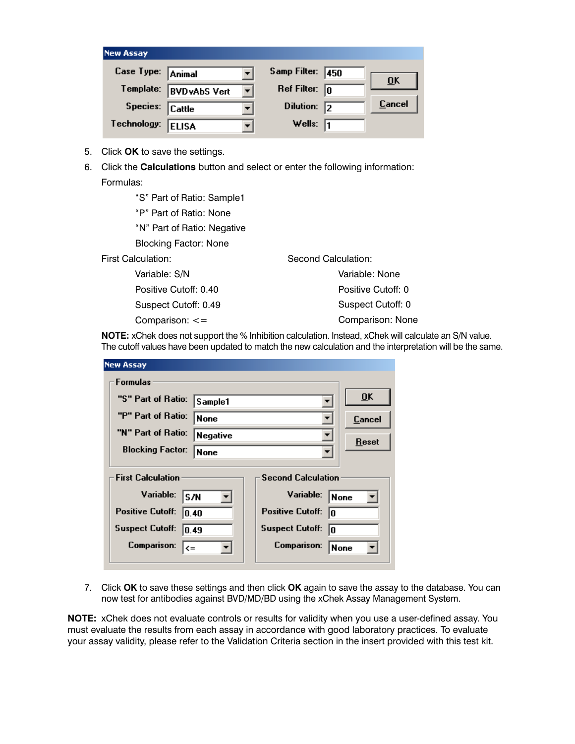**New Assay**

| | | | |
|---|---|---|---|
| Case Type: | Animal | Samp Filter: | 450 |
| Template: | BVDvAbS Vert | Ref Filter: | 0 |
| Species: | Cattle | Dilution: | 2 |
| Technology: | ELISA | Wells: | 1 |

OK | Cancel

5. Click **OK** to save the settings.
6. Click the **Calculations** button and select or enter the following information:

   Formulas:

   - "S" Part of Ratio: Sample1
   - "P" Part of Ratio: None
   - "N" Part of Ratio: Negative
   - Blocking Factor: None

   First Calculation:

   - Variable: S/N
   - Positive Cutoff: 0.40
   - Suspect Cutoff: 0.49
   - Comparison: <=

   Second Calculation:

   - Variable: None
   - Positive Cutoff: 0
   - Suspect Cutoff: 0
   - Comparison: None

   **NOTE:** xChek does not support the % Inhibition calculation. Instead, xChek will calculate an S/N value. The cutoff values have been updated to match the new calculation and the interpretation will be the same.

**New Assay**

Formulas

| | |
|---|---|
| "S" Part of Ratio: | Sample1 |
| "P" Part of Ratio: | None |
| "N" Part of Ratio: | Negative |
| Blocking Factor: | None |

OK | Cancel | Reset

| First Calculation | | Second Calculation | |
|---|---|---|---|
| Variable: | S/N | Variable: | None |
| Positive Cutoff: | 0.40 | Positive Cutoff: | 0 |
| Suspect Cutoff: | 0.49 | Suspect Cutoff: | 0 |
| Comparison: | <= | Comparison: | None |

7. Click **OK** to save these settings and then click **OK** again to save the assay to the database. You can now test for antibodies against BVD/MD/BD using the xChek Assay Management System.

**NOTE:** xChek does not evaluate controls or results for validity when you use a user-defined assay. You must evaluate the results from each assay in accordance with good laboratory practices. To evaluate your assay validity, please refer to the Validation Criteria section in the insert provided with this test kit.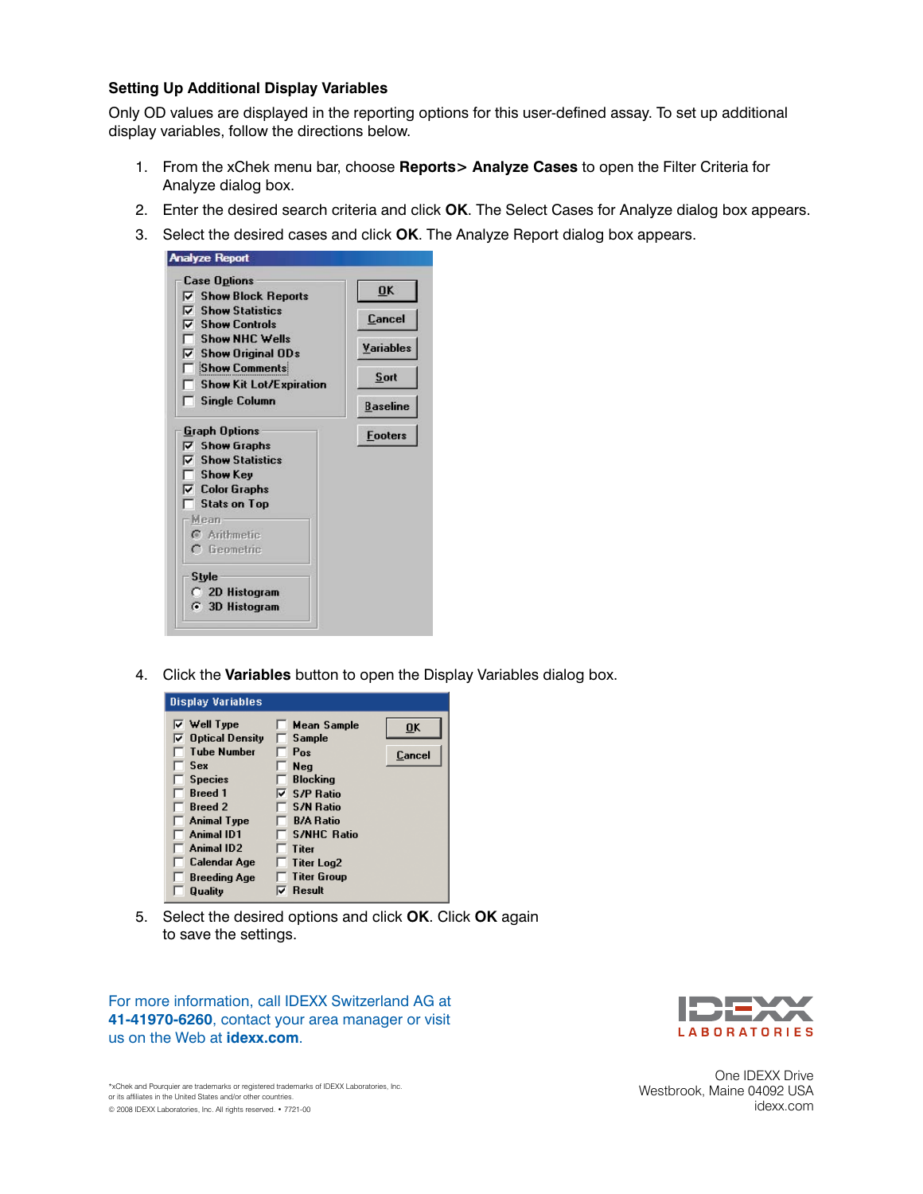### Setting Up Additional Display Variables

Only OD values are displayed in the reporting options for this user-defined assay. To set up additional display variables, follow the directions below.

1. From the xChek menu bar, choose **Reports> Analyze Cases** to open the Filter Criteria for Analyze dialog box.
2. Enter the desired search criteria and click **OK**. The Select Cases for Analyze dialog box appears.
3. Select the desired cases and click **OK**. The Analyze Report dialog box appears.

4. Click the **Variables** button to open the Display Variables dialog box.

5. Select the desired options and click **OK**. Click **OK** again to save the settings.

For more information, call IDEXX Switzerland AG at **41-41970-6260**, contact your area manager or visit us on the Web at **idexx.com**.

IDEXX LABORATORIES

One IDEXX Drive
Westbrook, Maine 04092 USA
idexx.com

*xChek and Pourquier are trademarks or registered trademarks of IDEXX Laboratories, Inc. or its affiliates in the United States and/or other countries.
© 2008 IDEXX Laboratories, Inc. All rights reserved. • 7721-00